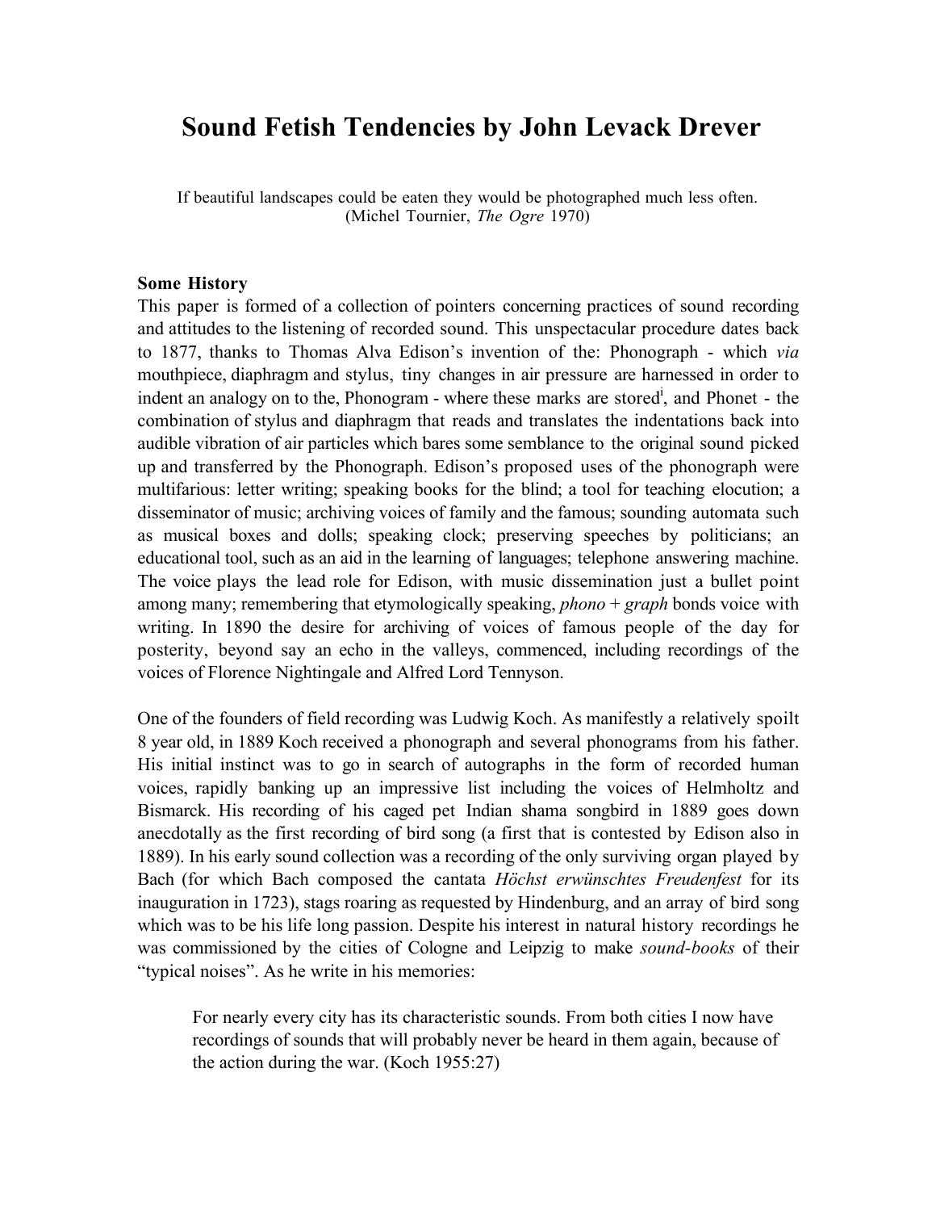# Sound Fetish Tendencies by John Levack Drever

If beautiful landscapes could be eaten they would be photographed much less often.
(Michel Tournier, *The Ogre* 1970)

**Some History**

This paper is formed of a collection of pointers concerning practices of sound recording and attitudes to the listening of recorded sound. This unspectacular procedure dates back to 1877, thanks to Thomas Alva Edison's invention of the: Phonograph - which *via* mouthpiece, diaphragm and stylus, tiny changes in air pressure are harnessed in order to indent an analogy on to the, Phonogram - where these marks are stored[i], and Phonet - the combination of stylus and diaphragm that reads and translates the indentations back into audible vibration of air particles which bares some semblance to the original sound picked up and transferred by the Phonograph. Edison's proposed uses of the phonograph were multifarious: letter writing; speaking books for the blind; a tool for teaching elocution; a disseminator of music; archiving voices of family and the famous; sounding automata such as musical boxes and dolls; speaking clock; preserving speeches by politicians; an educational tool, such as an aid in the learning of languages; telephone answering machine. The voice plays the lead role for Edison, with music dissemination just a bullet point among many; remembering that etymologically speaking, *phono* + *graph* bonds voice with writing. In 1890 the desire for archiving of voices of famous people of the day for posterity, beyond say an echo in the valleys, commenced, including recordings of the voices of Florence Nightingale and Alfred Lord Tennyson.

One of the founders of field recording was Ludwig Koch. As manifestly a relatively spoilt 8 year old, in 1889 Koch received a phonograph and several phonograms from his father. His initial instinct was to go in search of autographs in the form of recorded human voices, rapidly banking up an impressive list including the voices of Helmholtz and Bismarck. His recording of his caged pet Indian shama songbird in 1889 goes down anecdotally as the first recording of bird song (a first that is contested by Edison also in 1889). In his early sound collection was a recording of the only surviving organ played by Bach (for which Bach composed the cantata *Höchst erwünschtes Freudenfest* for its inauguration in 1723), stags roaring as requested by Hindenburg, and an array of bird song which was to be his life long passion. Despite his interest in natural history recordings he was commissioned by the cities of Cologne and Leipzig to make *sound-books* of their "typical noises". As he write in his memories:

> For nearly every city has its characteristic sounds. From both cities I now have recordings of sounds that will probably never be heard in them again, because of the action during the war. (Koch 1955:27)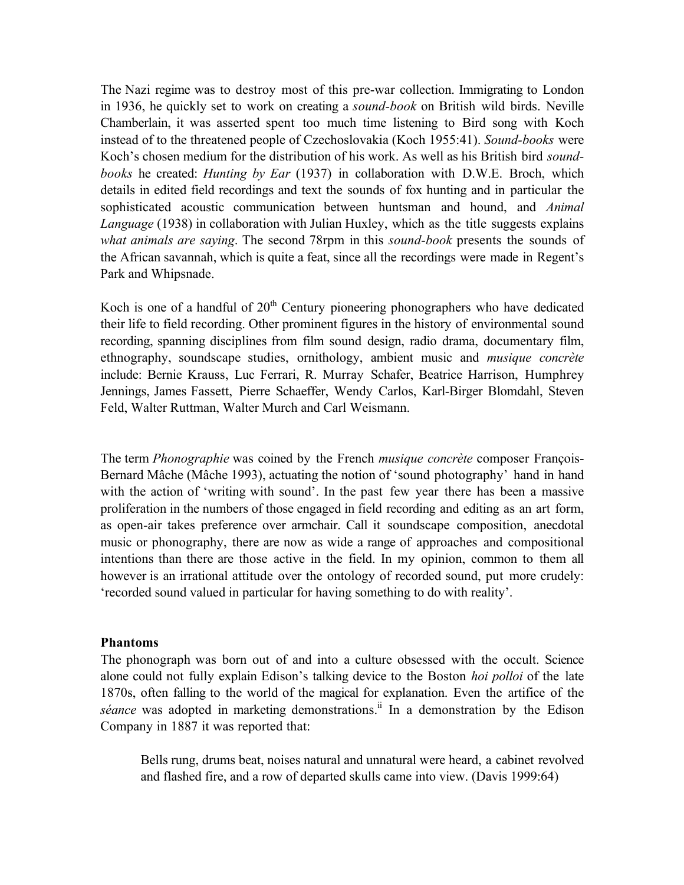The Nazi regime was to destroy most of this pre-war collection. Immigrating to London in 1936, he quickly set to work on creating a *sound-book* on British wild birds. Neville Chamberlain, it was asserted spent too much time listening to Bird song with Koch instead of to the threatened people of Czechoslovakia (Koch 1955:41). *Sound-books* were Koch's chosen medium for the distribution of his work. As well as his British bird *sound-books* he created: *Hunting by Ear* (1937) in collaboration with D.W.E. Broch, which details in edited field recordings and text the sounds of fox hunting and in particular the sophisticated acoustic communication between huntsman and hound, and *Animal Language* (1938) in collaboration with Julian Huxley, which as the title suggests explains *what animals are saying*. The second 78rpm in this *sound-book* presents the sounds of the African savannah, which is quite a feat, since all the recordings were made in Regent's Park and Whipsnade.

Koch is one of a handful of 20th Century pioneering phonographers who have dedicated their life to field recording. Other prominent figures in the history of environmental sound recording, spanning disciplines from film sound design, radio drama, documentary film, ethnography, soundscape studies, ornithology, ambient music and *musique concrète* include: Bernie Krauss, Luc Ferrari, R. Murray Schafer, Beatrice Harrison, Humphrey Jennings, James Fassett, Pierre Schaeffer, Wendy Carlos, Karl-Birger Blomdahl, Steven Feld, Walter Ruttman, Walter Murch and Carl Weismann.

The term *Phonographie* was coined by the French *musique concrète* composer François-Bernard Mâche (Mâche 1993), actuating the notion of 'sound photography' hand in hand with the action of 'writing with sound'. In the past few year there has been a massive proliferation in the numbers of those engaged in field recording and editing as an art form, as open-air takes preference over armchair. Call it soundscape composition, anecdotal music or phonography, there are now as wide a range of approaches and compositional intentions than there are those active in the field. In my opinion, common to them all however is an irrational attitude over the ontology of recorded sound, put more crudely: 'recorded sound valued in particular for having something to do with reality'.

**Phantoms**

The phonograph was born out of and into a culture obsessed with the occult. Science alone could not fully explain Edison's talking device to the Boston *hoi polloi* of the late 1870s, often falling to the world of the magical for explanation. Even the artifice of the *séance* was adopted in marketing demonstrations.[ii] In a demonstration by the Edison Company in 1887 it was reported that:

> Bells rung, drums beat, noises natural and unnatural were heard, a cabinet revolved and flashed fire, and a row of departed skulls came into view. (Davis 1999:64)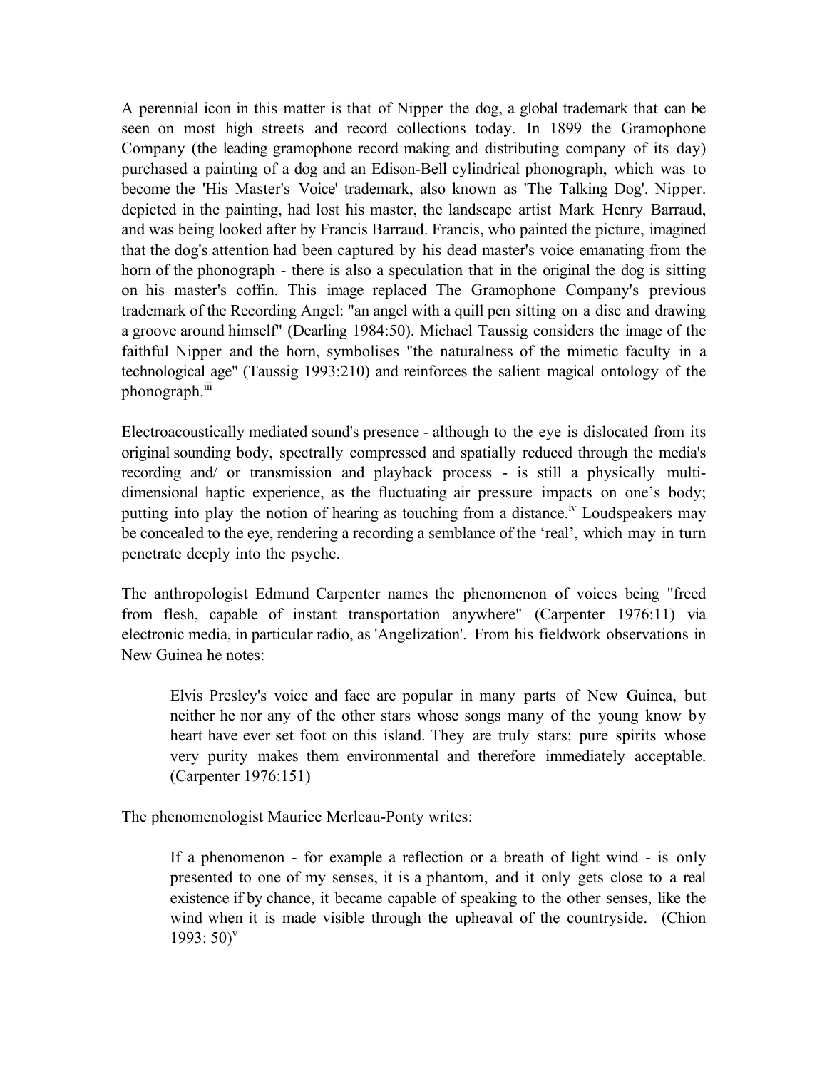A perennial icon in this matter is that of Nipper the dog, a global trademark that can be seen on most high streets and record collections today. In 1899 the Gramophone Company (the leading gramophone record making and distributing company of its day) purchased a painting of a dog and an Edison-Bell cylindrical phonograph, which was to become the 'His Master's Voice' trademark, also known as 'The Talking Dog'. Nipper. depicted in the painting, had lost his master, the landscape artist Mark Henry Barraud, and was being looked after by Francis Barraud. Francis, who painted the picture, imagined that the dog's attention had been captured by his dead master's voice emanating from the horn of the phonograph - there is also a speculation that in the original the dog is sitting on his master's coffin. This image replaced The Gramophone Company's previous trademark of the Recording Angel: "an angel with a quill pen sitting on a disc and drawing a groove around himself" (Dearling 1984:50). Michael Taussig considers the image of the faithful Nipper and the horn, symbolises "the naturalness of the mimetic faculty in a technological age" (Taussig 1993:210) and reinforces the salient magical ontology of the phonograph.[iii]

Electroacoustically mediated sound's presence - although to the eye is dislocated from its original sounding body, spectrally compressed and spatially reduced through the media's recording and/ or transmission and playback process - is still a physically multi-dimensional haptic experience, as the fluctuating air pressure impacts on one's body; putting into play the notion of hearing as touching from a distance.[iv] Loudspeakers may be concealed to the eye, rendering a recording a semblance of the 'real', which may in turn penetrate deeply into the psyche.

The anthropologist Edmund Carpenter names the phenomenon of voices being "freed from flesh, capable of instant transportation anywhere" (Carpenter 1976:11) via electronic media, in particular radio, as 'Angelization'. From his fieldwork observations in New Guinea he notes:

> Elvis Presley's voice and face are popular in many parts of New Guinea, but neither he nor any of the other stars whose songs many of the young know by heart have ever set foot on this island. They are truly stars: pure spirits whose very purity makes them environmental and therefore immediately acceptable. (Carpenter 1976:151)

The phenomenologist Maurice Merleau-Ponty writes:

> If a phenomenon - for example a reflection or a breath of light wind - is only presented to one of my senses, it is a phantom, and it only gets close to a real existence if by chance, it became capable of speaking to the other senses, like the wind when it is made visible through the upheaval of the countryside. (Chion 1993: 50)[v]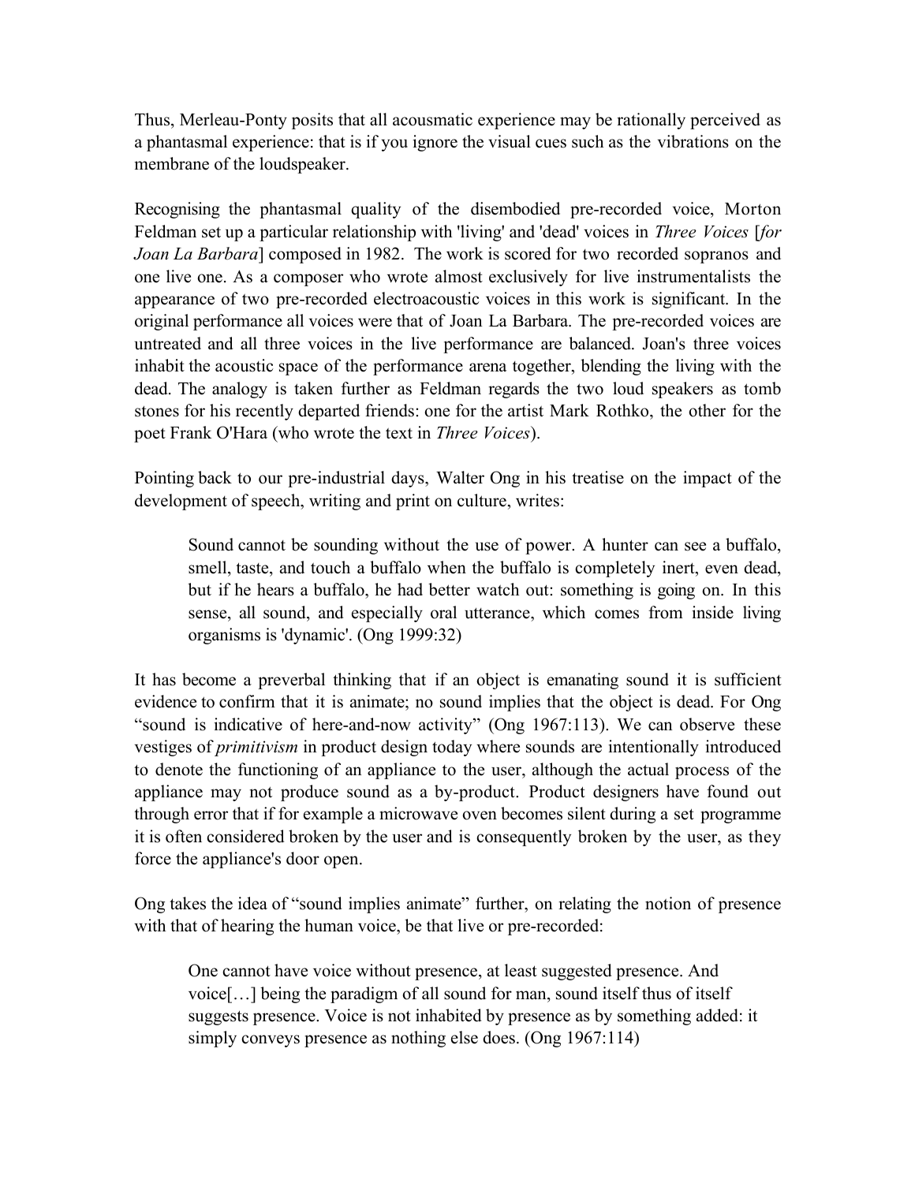Thus, Merleau-Ponty posits that all acousmatic experience may be rationally perceived as a phantasmal experience: that is if you ignore the visual cues such as the vibrations on the membrane of the loudspeaker.

Recognising the phantasmal quality of the disembodied pre-recorded voice, Morton Feldman set up a particular relationship with 'living' and 'dead' voices in *Three Voices* [*for Joan La Barbara*] composed in 1982. The work is scored for two recorded sopranos and one live one. As a composer who wrote almost exclusively for live instrumentalists the appearance of two pre-recorded electroacoustic voices in this work is significant. In the original performance all voices were that of Joan La Barbara. The pre-recorded voices are untreated and all three voices in the live performance are balanced. Joan's three voices inhabit the acoustic space of the performance arena together, blending the living with the dead. The analogy is taken further as Feldman regards the two loud speakers as tomb stones for his recently departed friends: one for the artist Mark Rothko, the other for the poet Frank O'Hara (who wrote the text in *Three Voices*).

Pointing back to our pre-industrial days, Walter Ong in his treatise on the impact of the development of speech, writing and print on culture, writes:

> Sound cannot be sounding without the use of power. A hunter can see a buffalo, smell, taste, and touch a buffalo when the buffalo is completely inert, even dead, but if he hears a buffalo, he had better watch out: something is going on. In this sense, all sound, and especially oral utterance, which comes from inside living organisms is 'dynamic'. (Ong 1999:32)

It has become a preverbal thinking that if an object is emanating sound it is sufficient evidence to confirm that it is animate; no sound implies that the object is dead. For Ong "sound is indicative of here-and-now activity" (Ong 1967:113). We can observe these vestiges of *primitivism* in product design today where sounds are intentionally introduced to denote the functioning of an appliance to the user, although the actual process of the appliance may not produce sound as a by-product. Product designers have found out through error that if for example a microwave oven becomes silent during a set programme it is often considered broken by the user and is consequently broken by the user, as they force the appliance's door open.

Ong takes the idea of "sound implies animate" further, on relating the notion of presence with that of hearing the human voice, be that live or pre-recorded:

> One cannot have voice without presence, at least suggested presence. And voice[…] being the paradigm of all sound for man, sound itself thus of itself suggests presence. Voice is not inhabited by presence as by something added: it simply conveys presence as nothing else does. (Ong 1967:114)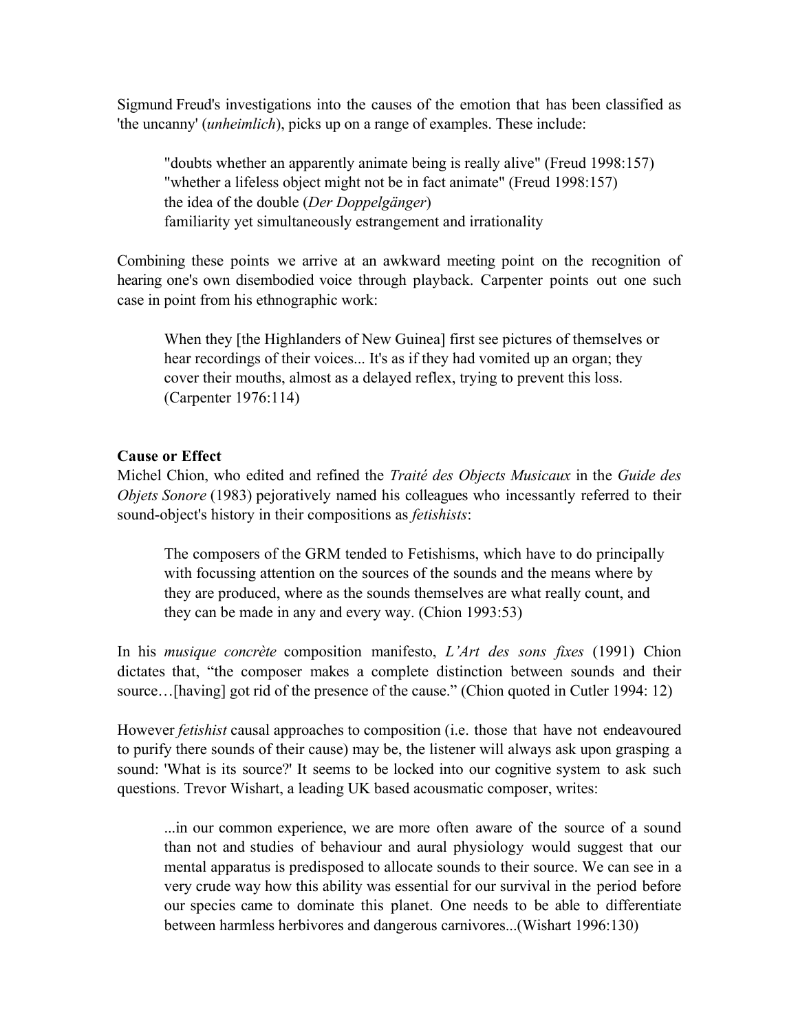Sigmund Freud's investigations into the causes of the emotion that has been classified as 'the uncanny' (*unheimlich*), picks up on a range of examples. These include:

> "doubts whether an apparently animate being is really alive" (Freud 1998:157)
> "whether a lifeless object might not be in fact animate" (Freud 1998:157)
> the idea of the double (*Der Doppelgänger*)
> familiarity yet simultaneously estrangement and irrationality

Combining these points we arrive at an awkward meeting point on the recognition of hearing one's own disembodied voice through playback. Carpenter points out one such case in point from his ethnographic work:

> When they [the Highlanders of New Guinea] first see pictures of themselves or hear recordings of their voices... It's as if they had vomited up an organ; they cover their mouths, almost as a delayed reflex, trying to prevent this loss. (Carpenter 1976:114)

**Cause or Effect**

Michel Chion, who edited and refined the *Traité des Objects Musicaux* in the *Guide des Objets Sonore* (1983) pejoratively named his colleagues who incessantly referred to their sound-object's history in their compositions as *fetishists*:

> The composers of the GRM tended to Fetishisms, which have to do principally with focussing attention on the sources of the sounds and the means where by they are produced, where as the sounds themselves are what really count, and they can be made in any and every way. (Chion 1993:53)

In his *musique concrète* composition manifesto, *L'Art des sons fixes* (1991) Chion dictates that, "the composer makes a complete distinction between sounds and their source…[having] got rid of the presence of the cause." (Chion quoted in Cutler 1994: 12)

However *fetishist* causal approaches to composition (i.e. those that have not endeavoured to purify there sounds of their cause) may be, the listener will always ask upon grasping a sound: 'What is its source?' It seems to be locked into our cognitive system to ask such questions. Trevor Wishart, a leading UK based acousmatic composer, writes:

> ...in our common experience, we are more often aware of the source of a sound than not and studies of behaviour and aural physiology would suggest that our mental apparatus is predisposed to allocate sounds to their source. We can see in a very crude way how this ability was essential for our survival in the period before our species came to dominate this planet. One needs to be able to differentiate between harmless herbivores and dangerous carnivores...(Wishart 1996:130)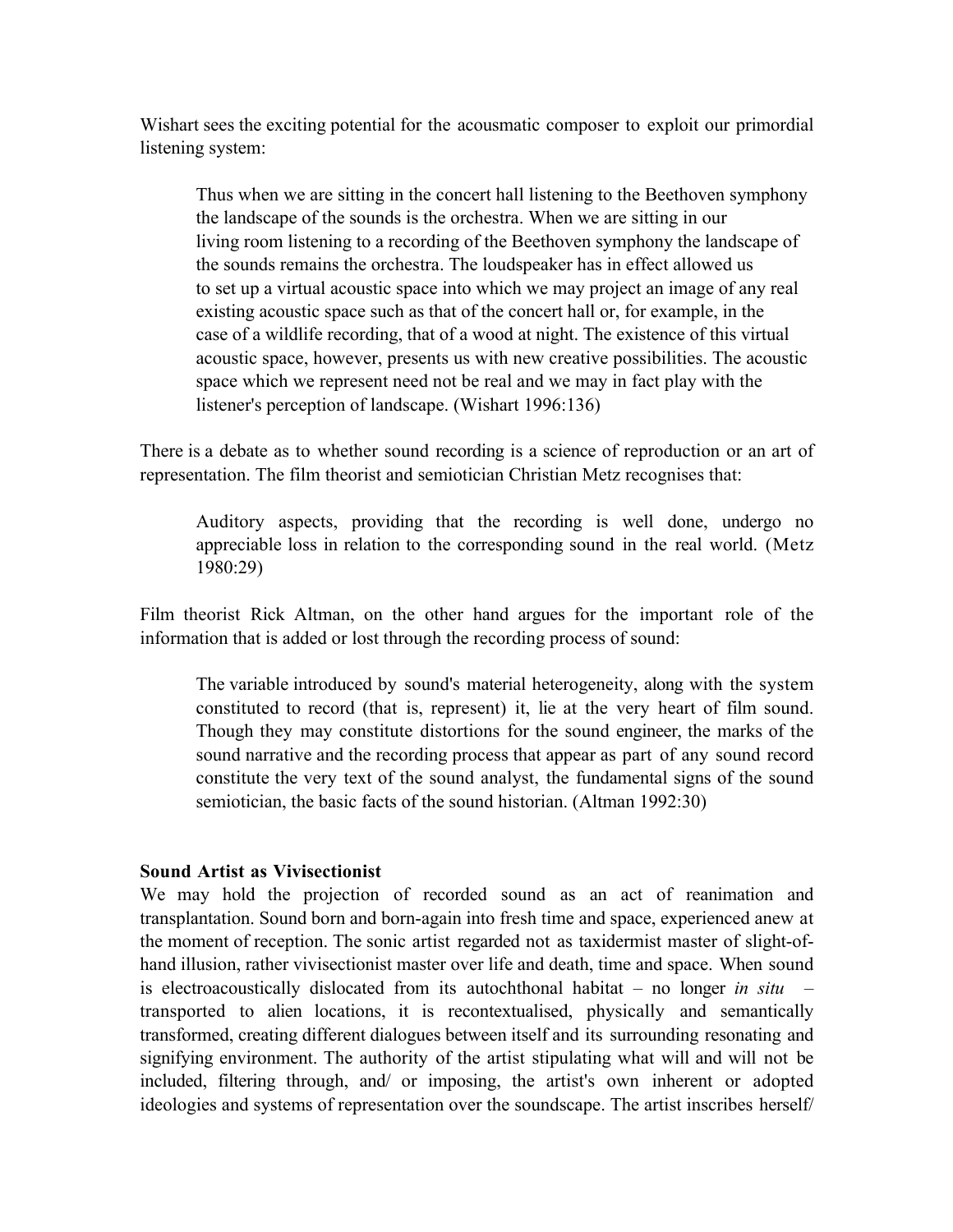Wishart sees the exciting potential for the acousmatic composer to exploit our primordial listening system:

> Thus when we are sitting in the concert hall listening to the Beethoven symphony the landscape of the sounds is the orchestra. When we are sitting in our living room listening to a recording of the Beethoven symphony the landscape of the sounds remains the orchestra. The loudspeaker has in effect allowed us to set up a virtual acoustic space into which we may project an image of any real existing acoustic space such as that of the concert hall or, for example, in the case of a wildlife recording, that of a wood at night. The existence of this virtual acoustic space, however, presents us with new creative possibilities. The acoustic space which we represent need not be real and we may in fact play with the listener's perception of landscape. (Wishart 1996:136)

There is a debate as to whether sound recording is a science of reproduction or an art of representation. The film theorist and semiotician Christian Metz recognises that:

> Auditory aspects, providing that the recording is well done, undergo no appreciable loss in relation to the corresponding sound in the real world. (Metz 1980:29)

Film theorist Rick Altman, on the other hand argues for the important role of the information that is added or lost through the recording process of sound:

> The variable introduced by sound's material heterogeneity, along with the system constituted to record (that is, represent) it, lie at the very heart of film sound. Though they may constitute distortions for the sound engineer, the marks of the sound narrative and the recording process that appear as part of any sound record constitute the very text of the sound analyst, the fundamental signs of the sound semiotician, the basic facts of the sound historian. (Altman 1992:30)

**Sound Artist as Vivisectionist**

We may hold the projection of recorded sound as an act of reanimation and transplantation. Sound born and born-again into fresh time and space, experienced anew at the moment of reception. The sonic artist regarded not as taxidermist master of slight-of-hand illusion, rather vivisectionist master over life and death, time and space. When sound is electroacoustically dislocated from its autochthonal habitat – no longer *in situ* – transported to alien locations, it is recontextualised, physically and semantically transformed, creating different dialogues between itself and its surrounding resonating and signifying environment. The authority of the artist stipulating what will and will not be included, filtering through, and/ or imposing, the artist's own inherent or adopted ideologies and systems of representation over the soundscape. The artist inscribes herself/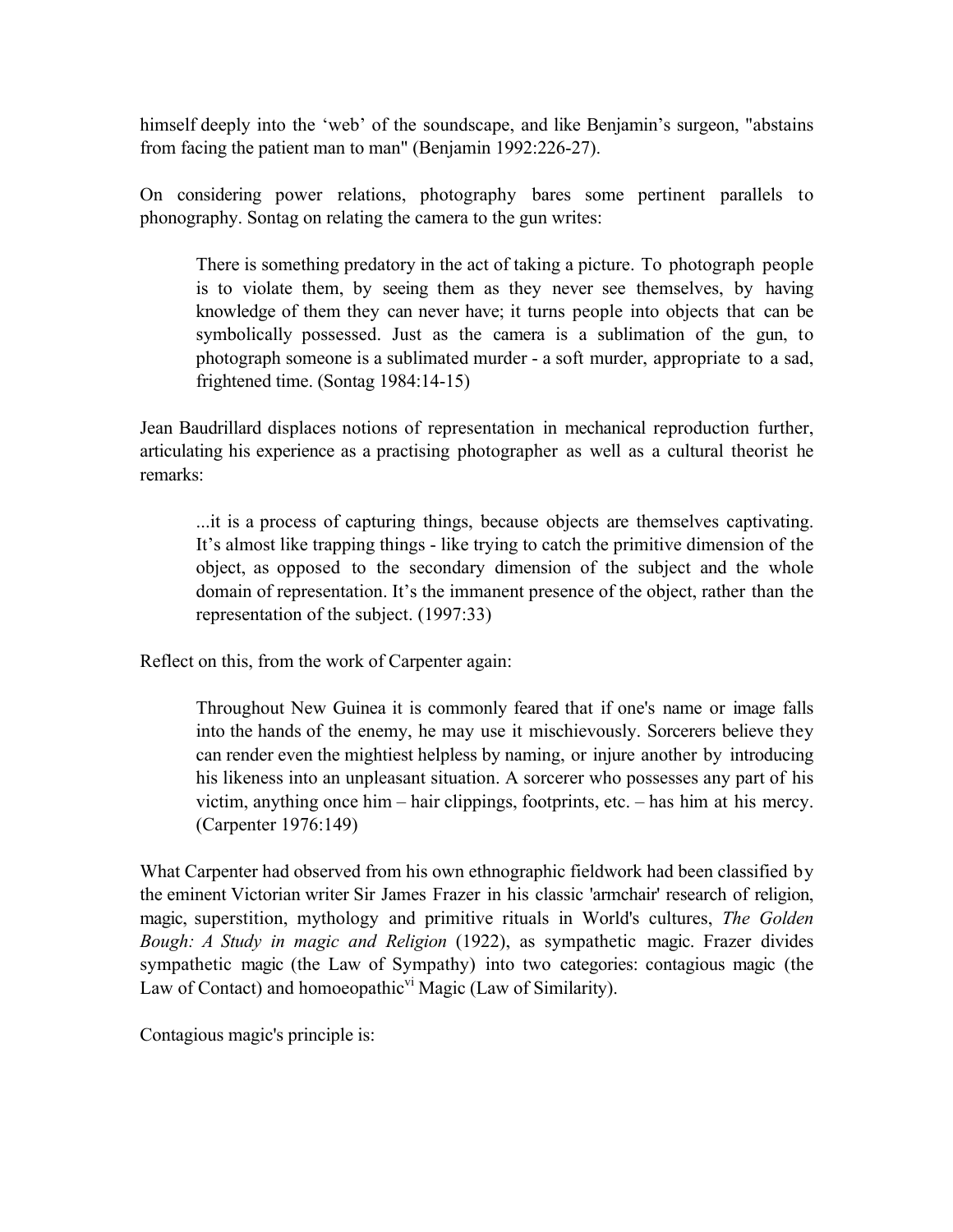himself deeply into the 'web' of the soundscape, and like Benjamin's surgeon, "abstains from facing the patient man to man" (Benjamin 1992:226-27).

On considering power relations, photography bares some pertinent parallels to phonography. Sontag on relating the camera to the gun writes:

> There is something predatory in the act of taking a picture. To photograph people is to violate them, by seeing them as they never see themselves, by having knowledge of them they can never have; it turns people into objects that can be symbolically possessed. Just as the camera is a sublimation of the gun, to photograph someone is a sublimated murder - a soft murder, appropriate to a sad, frightened time. (Sontag 1984:14-15)

Jean Baudrillard displaces notions of representation in mechanical reproduction further, articulating his experience as a practising photographer as well as a cultural theorist he remarks:

> ...it is a process of capturing things, because objects are themselves captivating. It's almost like trapping things - like trying to catch the primitive dimension of the object, as opposed to the secondary dimension of the subject and the whole domain of representation. It's the immanent presence of the object, rather than the representation of the subject. (1997:33)

Reflect on this, from the work of Carpenter again:

> Throughout New Guinea it is commonly feared that if one's name or image falls into the hands of the enemy, he may use it mischievously. Sorcerers believe they can render even the mightiest helpless by naming, or injure another by introducing his likeness into an unpleasant situation. A sorcerer who possesses any part of his victim, anything once him – hair clippings, footprints, etc. – has him at his mercy. (Carpenter 1976:149)

What Carpenter had observed from his own ethnographic fieldwork had been classified by the eminent Victorian writer Sir James Frazer in his classic 'armchair' research of religion, magic, superstition, mythology and primitive rituals in World's cultures, *The Golden Bough: A Study in magic and Religion* (1922), as sympathetic magic. Frazer divides sympathetic magic (the Law of Sympathy) into two categories: contagious magic (the Law of Contact) and homoeopathic[vi] Magic (Law of Similarity).

Contagious magic's principle is: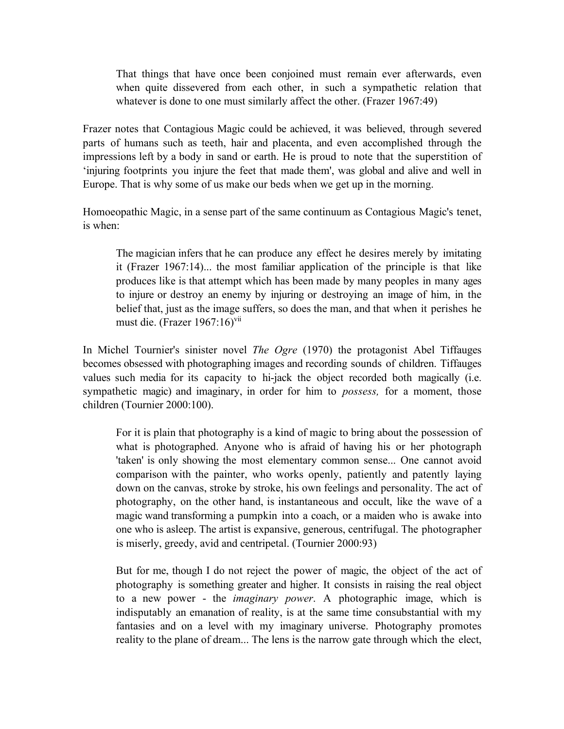> That things that have once been conjoined must remain ever afterwards, even when quite dissevered from each other, in such a sympathetic relation that whatever is done to one must similarly affect the other. (Frazer 1967:49)

Frazer notes that Contagious Magic could be achieved, it was believed, through severed parts of humans such as teeth, hair and placenta, and even accomplished through the impressions left by a body in sand or earth. He is proud to note that the superstition of 'injuring footprints you injure the feet that made them', was global and alive and well in Europe. That is why some of us make our beds when we get up in the morning.

Homoeopathic Magic, in a sense part of the same continuum as Contagious Magic's tenet, is when:

> The magician infers that he can produce any effect he desires merely by imitating it (Frazer 1967:14)... the most familiar application of the principle is that like produces like is that attempt which has been made by many peoples in many ages to injure or destroy an enemy by injuring or destroying an image of him, in the belief that, just as the image suffers, so does the man, and that when it perishes he must die. (Frazer 1967:16)[vii]

In Michel Tournier's sinister novel *The Ogre* (1970) the protagonist Abel Tiffauges becomes obsessed with photographing images and recording sounds of children. Tiffauges values such media for its capacity to hi-jack the object recorded both magically (i.e. sympathetic magic) and imaginary, in order for him to *possess,* for a moment, those children (Tournier 2000:100).

> For it is plain that photography is a kind of magic to bring about the possession of what is photographed. Anyone who is afraid of having his or her photograph 'taken' is only showing the most elementary common sense... One cannot avoid comparison with the painter, who works openly, patiently and patently laying down on the canvas, stroke by stroke, his own feelings and personality. The act of photography, on the other hand, is instantaneous and occult, like the wave of a magic wand transforming a pumpkin into a coach, or a maiden who is awake into one who is asleep. The artist is expansive, generous, centrifugal. The photographer is miserly, greedy, avid and centripetal. (Tournier 2000:93)

> But for me, though I do not reject the power of magic, the object of the act of photography is something greater and higher. It consists in raising the real object to a new power - the *imaginary power*. A photographic image, which is indisputably an emanation of reality, is at the same time consubstantial with my fantasies and on a level with my imaginary universe. Photography promotes reality to the plane of dream... The lens is the narrow gate through which the elect,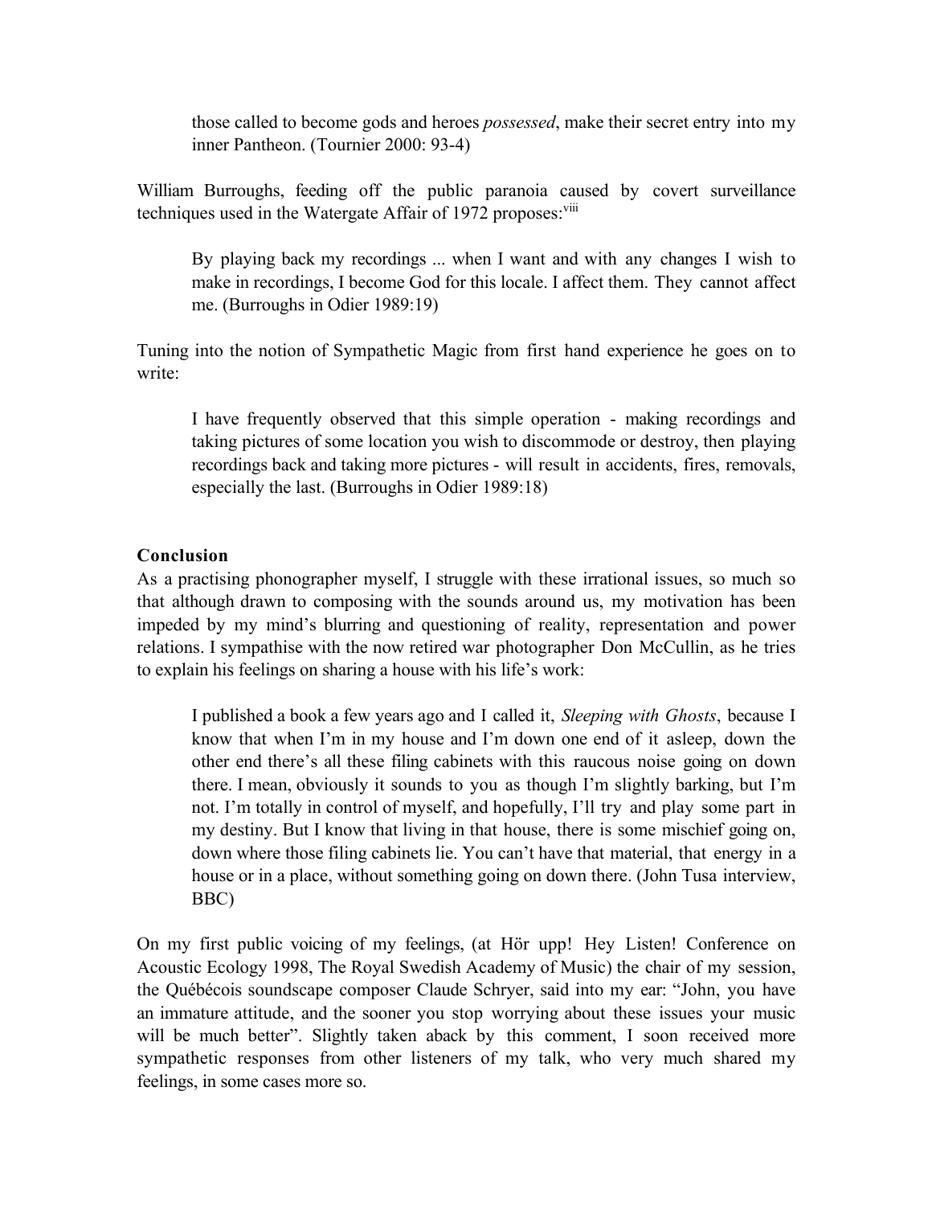> those called to become gods and heroes *possessed*, make their secret entry into my inner Pantheon. (Tournier 2000: 93-4)

William Burroughs, feeding off the public paranoia caused by covert surveillance techniques used in the Watergate Affair of 1972 proposes:[viii]

> By playing back my recordings ... when I want and with any changes I wish to make in recordings, I become God for this locale. I affect them. They cannot affect me. (Burroughs in Odier 1989:19)

Tuning into the notion of Sympathetic Magic from first hand experience he goes on to write:

> I have frequently observed that this simple operation - making recordings and taking pictures of some location you wish to discommode or destroy, then playing recordings back and taking more pictures - will result in accidents, fires, removals, especially the last. (Burroughs in Odier 1989:18)

## Conclusion

As a practising phonographer myself, I struggle with these irrational issues, so much so that although drawn to composing with the sounds around us, my motivation has been impeded by my mind's blurring and questioning of reality, representation and power relations. I sympathise with the now retired war photographer Don McCullin, as he tries to explain his feelings on sharing a house with his life's work:

> I published a book a few years ago and I called it, *Sleeping with Ghosts*, because I know that when I'm in my house and I'm down one end of it asleep, down the other end there's all these filing cabinets with this raucous noise going on down there. I mean, obviously it sounds to you as though I'm slightly barking, but I'm not. I'm totally in control of myself, and hopefully, I'll try and play some part in my destiny. But I know that living in that house, there is some mischief going on, down where those filing cabinets lie. You can't have that material, that energy in a house or in a place, without something going on down there. (John Tusa interview, BBC)

On my first public voicing of my feelings, (at Hör upp! Hey Listen! Conference on Acoustic Ecology 1998, The Royal Swedish Academy of Music) the chair of my session, the Québécois soundscape composer Claude Schryer, said into my ear: "John, you have an immature attitude, and the sooner you stop worrying about these issues your music will be much better". Slightly taken aback by this comment, I soon received more sympathetic responses from other listeners of my talk, who very much shared my feelings, in some cases more so.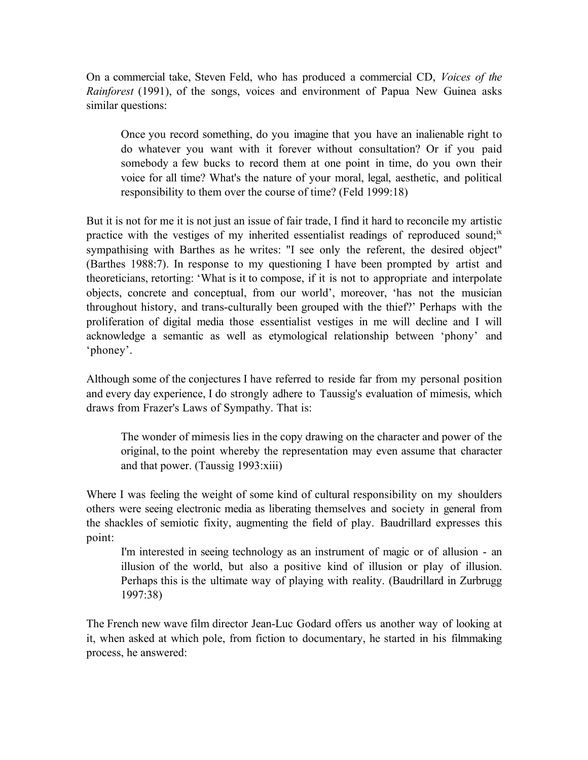On a commercial take, Steven Feld, who has produced a commercial CD, *Voices of the Rainforest* (1991), of the songs, voices and environment of Papua New Guinea asks similar questions:

> Once you record something, do you imagine that you have an inalienable right to do whatever you want with it forever without consultation? Or if you paid somebody a few bucks to record them at one point in time, do you own their voice for all time? What's the nature of your moral, legal, aesthetic, and political responsibility to them over the course of time? (Feld 1999:18)

But it is not for me it is not just an issue of fair trade, I find it hard to reconcile my artistic practice with the vestiges of my inherited essentialist readings of reproduced sound;[ix] sympathising with Barthes as he writes: "I see only the referent, the desired object" (Barthes 1988:7). In response to my questioning I have been prompted by artist and theoreticians, retorting: 'What is it to compose, if it is not to appropriate and interpolate objects, concrete and conceptual, from our world', moreover, 'has not the musician throughout history, and trans-culturally been grouped with the thief?' Perhaps with the proliferation of digital media those essentialist vestiges in me will decline and I will acknowledge a semantic as well as etymological relationship between 'phony' and 'phoney'.

Although some of the conjectures I have referred to reside far from my personal position and every day experience, I do strongly adhere to Taussig's evaluation of mimesis, which draws from Frazer's Laws of Sympathy. That is:

> The wonder of mimesis lies in the copy drawing on the character and power of the original, to the point whereby the representation may even assume that character and that power. (Taussig 1993:xiii)

Where I was feeling the weight of some kind of cultural responsibility on my shoulders others were seeing electronic media as liberating themselves and society in general from the shackles of semiotic fixity, augmenting the field of play. Baudrillard expresses this point:

> I'm interested in seeing technology as an instrument of magic or of allusion - an illusion of the world, but also a positive kind of illusion or play of illusion. Perhaps this is the ultimate way of playing with reality. (Baudrillard in Zurbrugg 1997:38)

The French new wave film director Jean-Luc Godard offers us another way of looking at it, when asked at which pole, from fiction to documentary, he started in his filmmaking process, he answered: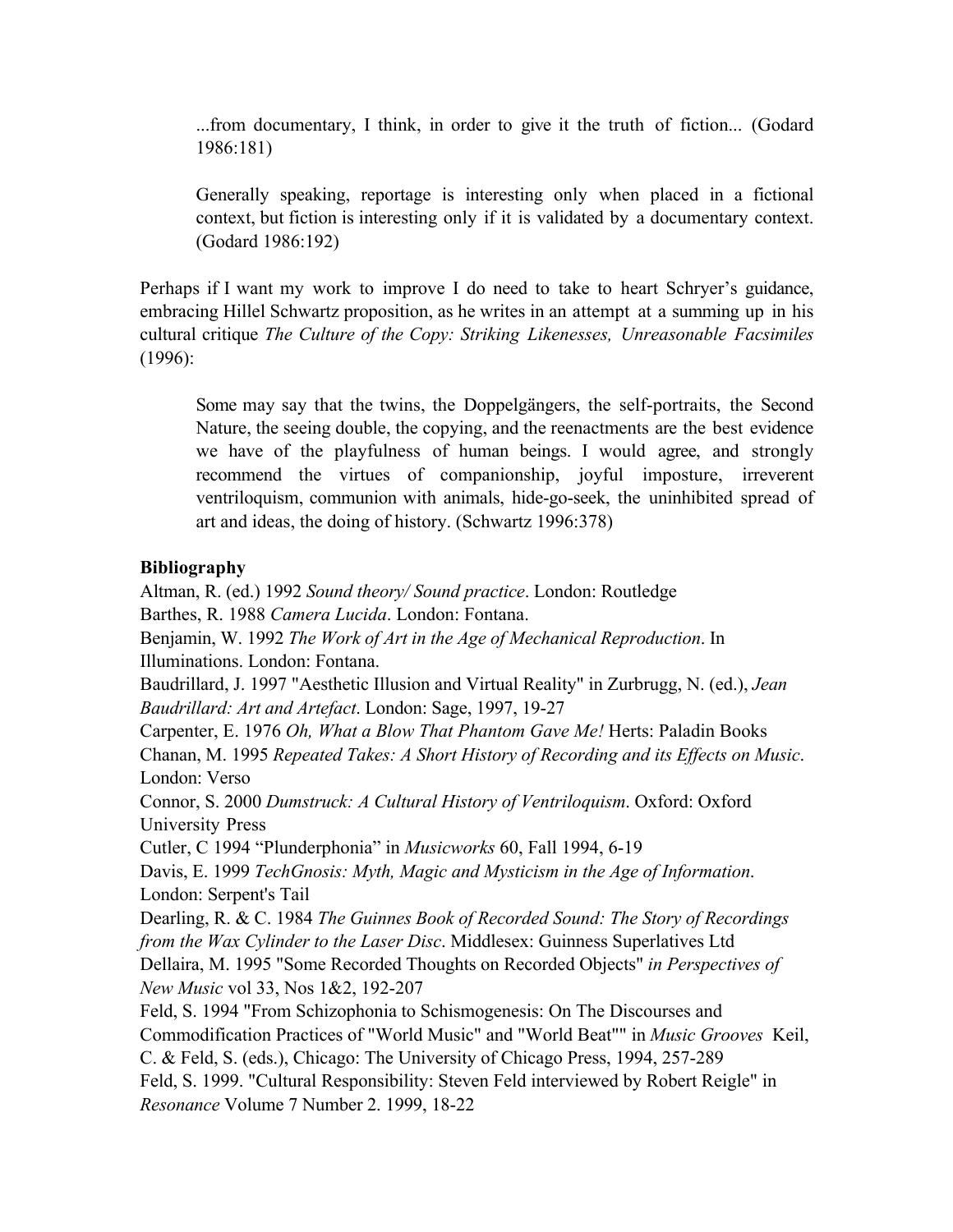> ...from documentary, I think, in order to give it the truth of fiction... (Godard 1986:181)

> Generally speaking, reportage is interesting only when placed in a fictional context, but fiction is interesting only if it is validated by a documentary context. (Godard 1986:192)

Perhaps if I want my work to improve I do need to take to heart Schryer's guidance, embracing Hillel Schwartz proposition, as he writes in an attempt at a summing up in his cultural critique *The Culture of the Copy: Striking Likenesses, Unreasonable Facsimiles* (1996):

> Some may say that the twins, the Doppelgängers, the self-portraits, the Second Nature, the seeing double, the copying, and the reenactments are the best evidence we have of the playfulness of human beings. I would agree, and strongly recommend the virtues of companionship, joyful imposture, irreverent ventriloquism, communion with animals, hide-go-seek, the uninhibited spread of art and ideas, the doing of history. (Schwartz 1996:378)

**Bibliography**

Altman, R. (ed.) 1992 *Sound theory/ Sound practice*. London: Routledge

Barthes, R. 1988 *Camera Lucida*. London: Fontana.

Benjamin, W. 1992 *The Work of Art in the Age of Mechanical Reproduction*. In Illuminations. London: Fontana.

Baudrillard, J. 1997 "Aesthetic Illusion and Virtual Reality" in Zurbrugg, N. (ed.), *Jean Baudrillard: Art and Artefact*. London: Sage, 1997, 19-27

Carpenter, E. 1976 *Oh, What a Blow That Phantom Gave Me!* Herts: Paladin Books

Chanan, M. 1995 *Repeated Takes: A Short History of Recording and its Effects on Music*. London: Verso

Connor, S. 2000 *Dumstruck: A Cultural History of Ventriloquism*. Oxford: Oxford University Press

Cutler, C 1994 "Plunderphonia" in *Musicworks* 60, Fall 1994, 6-19

Davis, E. 1999 *TechGnosis: Myth, Magic and Mysticism in the Age of Information*. London: Serpent's Tail

Dearling, R. & C. 1984 *The Guinnes Book of Recorded Sound: The Story of Recordings from the Wax Cylinder to the Laser Disc*. Middlesex: Guinness Superlatives Ltd

Dellaira, M. 1995 "Some Recorded Thoughts on Recorded Objects" *in Perspectives of New Music* vol 33, Nos 1&2, 192-207

Feld, S. 1994 "From Schizophonia to Schismogenesis: On The Discourses and Commodification Practices of "World Music" and "World Beat"" in *Music Grooves* Keil, C. & Feld, S. (eds.), Chicago: The University of Chicago Press, 1994, 257-289

Feld, S. 1999. "Cultural Responsibility: Steven Feld interviewed by Robert Reigle" in *Resonance* Volume 7 Number 2. 1999, 18-22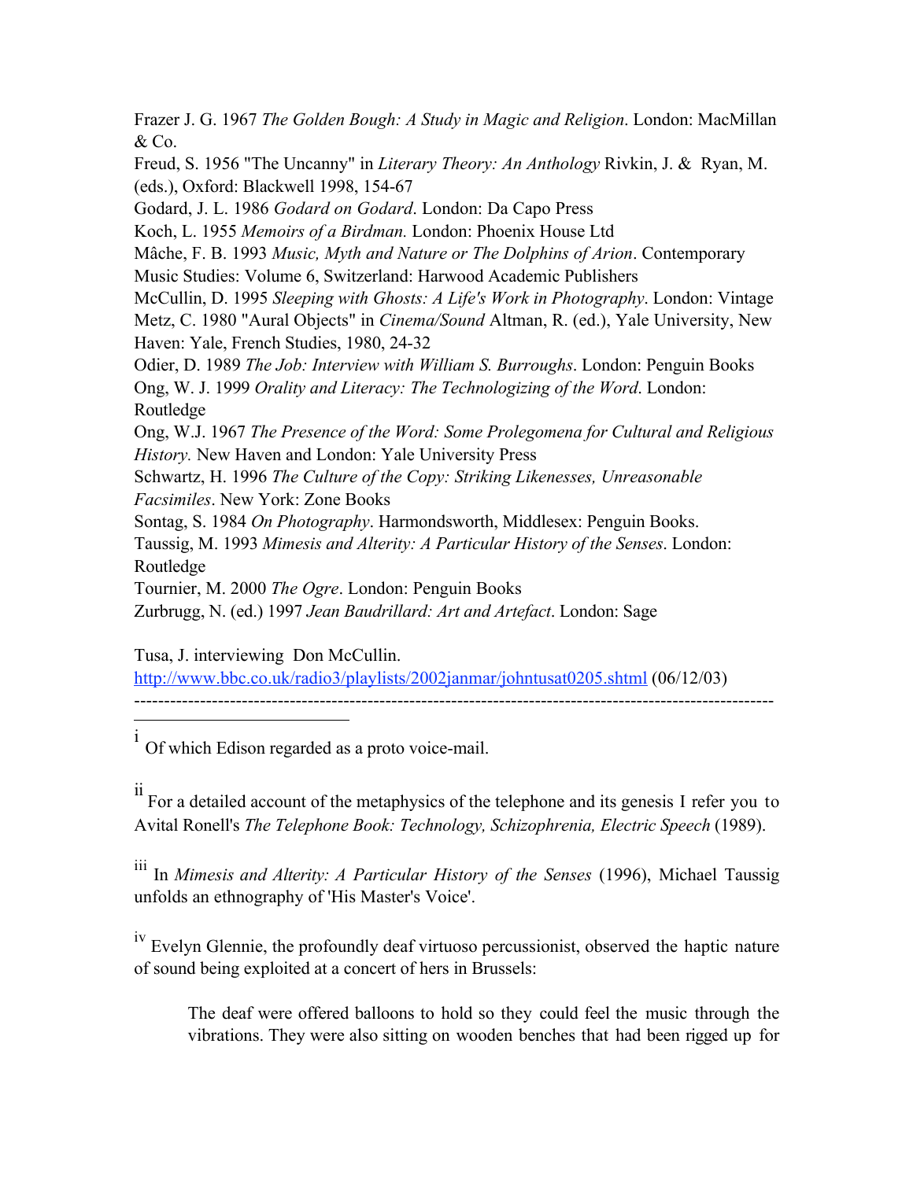Frazer J. G. 1967 *The Golden Bough: A Study in Magic and Religion*. London: MacMillan & Co.

Freud, S. 1956 "The Uncanny" in *Literary Theory: An Anthology* Rivkin, J. & Ryan, M. (eds.), Oxford: Blackwell 1998, 154-67

Godard, J. L. 1986 *Godard on Godard*. London: Da Capo Press

Koch, L. 1955 *Memoirs of a Birdman.* London: Phoenix House Ltd

Mâche, F. B. 1993 *Music, Myth and Nature or The Dolphins of Arion*. Contemporary Music Studies: Volume 6, Switzerland: Harwood Academic Publishers

McCullin, D. 1995 *Sleeping with Ghosts: A Life's Work in Photography*. London: Vintage

Metz, C. 1980 "Aural Objects" in *Cinema/Sound* Altman, R. (ed.), Yale University, New Haven: Yale, French Studies, 1980, 24-32

Odier, D. 1989 *The Job: Interview with William S. Burroughs*. London: Penguin Books

Ong, W. J. 1999 *Orality and Literacy: The Technologizing of the Word*. London: Routledge

Ong, W.J. 1967 *The Presence of the Word: Some Prolegomena for Cultural and Religious History.* New Haven and London: Yale University Press

Schwartz, H. 1996 *The Culture of the Copy: Striking Likenesses, Unreasonable Facsimiles*. New York: Zone Books

Sontag, S. 1984 *On Photography*. Harmondsworth, Middlesex: Penguin Books.

Taussig, M. 1993 *Mimesis and Alterity: A Particular History of the Senses*. London: Routledge

Tournier, M. 2000 *The Ogre*. London: Penguin Books

Zurbrugg, N. (ed.) 1997 *Jean Baudrillard: Art and Artefact*. London: Sage

Tusa, J. interviewing Don McCullin.
http://www.bbc.co.uk/radio3/playlists/2002janmar/johntusat0205.shtml (06/12/03)

---

[i] Of which Edison regarded as a proto voice-mail.

[ii] For a detailed account of the metaphysics of the telephone and its genesis I refer you to Avital Ronell's *The Telephone Book: Technology, Schizophrenia, Electric Speech* (1989).

[iii] In *Mimesis and Alterity: A Particular History of the Senses* (1996), Michael Taussig unfolds an ethnography of 'His Master's Voice'.

[iv] Evelyn Glennie, the profoundly deaf virtuoso percussionist, observed the haptic nature of sound being exploited at a concert of hers in Brussels:

> The deaf were offered balloons to hold so they could feel the music through the vibrations. They were also sitting on wooden benches that had been rigged up for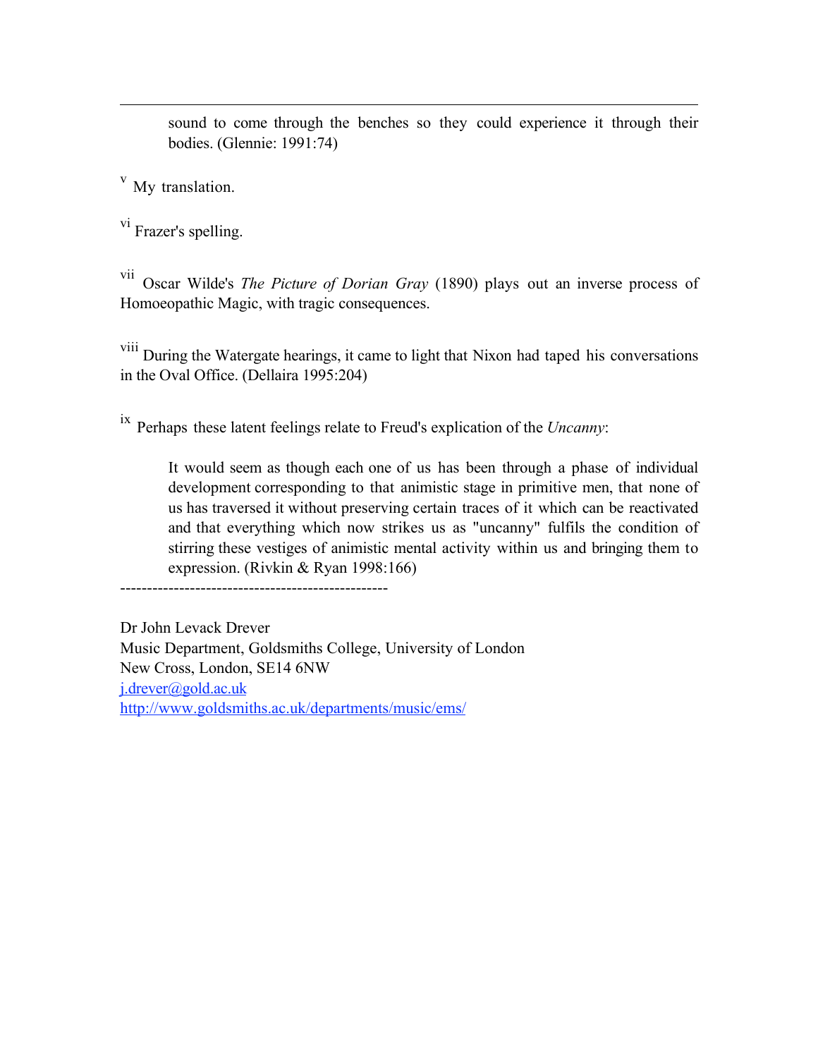> sound to come through the benches so they could experience it through their bodies. (Glennie: 1991:74)

[v] My translation.

[vi] Frazer's spelling.

[vii] Oscar Wilde's *The Picture of Dorian Gray* (1890) plays out an inverse process of Homoeopathic Magic, with tragic consequences.

[viii] During the Watergate hearings, it came to light that Nixon had taped his conversations in the Oval Office. (Dellaira 1995:204)

[ix] Perhaps these latent feelings relate to Freud's explication of the *Uncanny*:

> It would seem as though each one of us has been through a phase of individual development corresponding to that animistic stage in primitive men, that none of us has traversed it without preserving certain traces of it which can be reactivated and that everything which now strikes us as "uncanny" fulfils the condition of stirring these vestiges of animistic mental activity within us and bringing them to expression. (Rivkin & Ryan 1998:166)

--------------------------------------------------

Dr John Levack Drever
Music Department, Goldsmiths College, University of London
New Cross, London, SE14 6NW
j.drever@gold.ac.uk
http://www.goldsmiths.ac.uk/departments/music/ems/